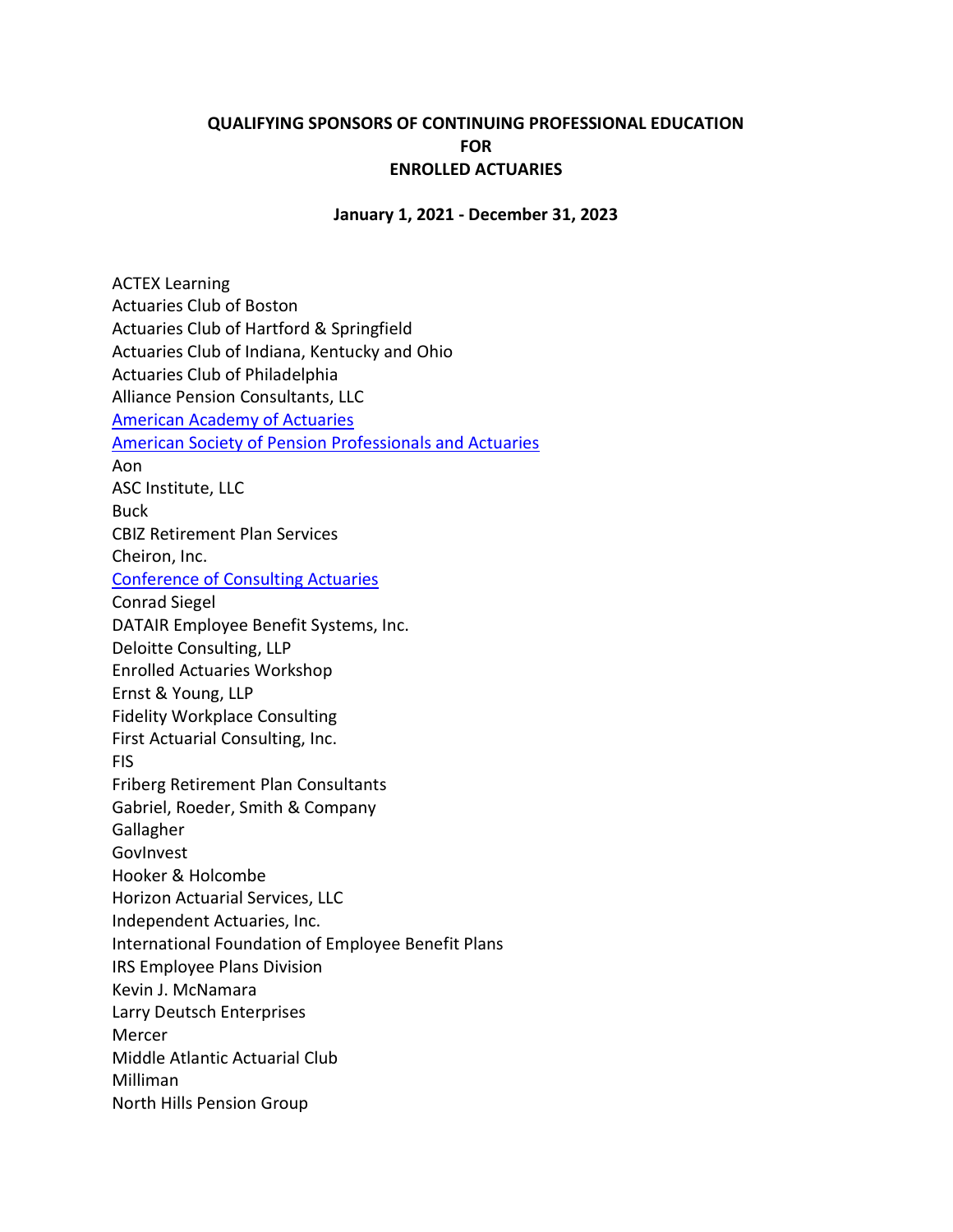**QUALIFYING SPONSORS OF CONTINUING PROFESSIONAL EDUCATION**
**FOR**
**ENROLLED ACTUARIES**

**January 1, 2021 - December 31, 2023**

ACTEX Learning
Actuaries Club of Boston
Actuaries Club of Hartford & Springfield
Actuaries Club of Indiana, Kentucky and Ohio
Actuaries Club of Philadelphia
Alliance Pension Consultants, LLC
American Academy of Actuaries
American Society of Pension Professionals and Actuaries
Aon
ASC Institute, LLC
Buck
CBIZ Retirement Plan Services
Cheiron, Inc.
Conference of Consulting Actuaries
Conrad Siegel
DATAIR Employee Benefit Systems, Inc.
Deloitte Consulting, LLP
Enrolled Actuaries Workshop
Ernst & Young, LLP
Fidelity Workplace Consulting
First Actuarial Consulting, Inc.
FIS
Friberg Retirement Plan Consultants
Gabriel, Roeder, Smith & Company
Gallagher
GovInvest
Hooker & Holcombe
Horizon Actuarial Services, LLC
Independent Actuaries, Inc.
International Foundation of Employee Benefit Plans
IRS Employee Plans Division
Kevin J. McNamara
Larry Deutsch Enterprises
Mercer
Middle Atlantic Actuarial Club
Milliman
North Hills Pension Group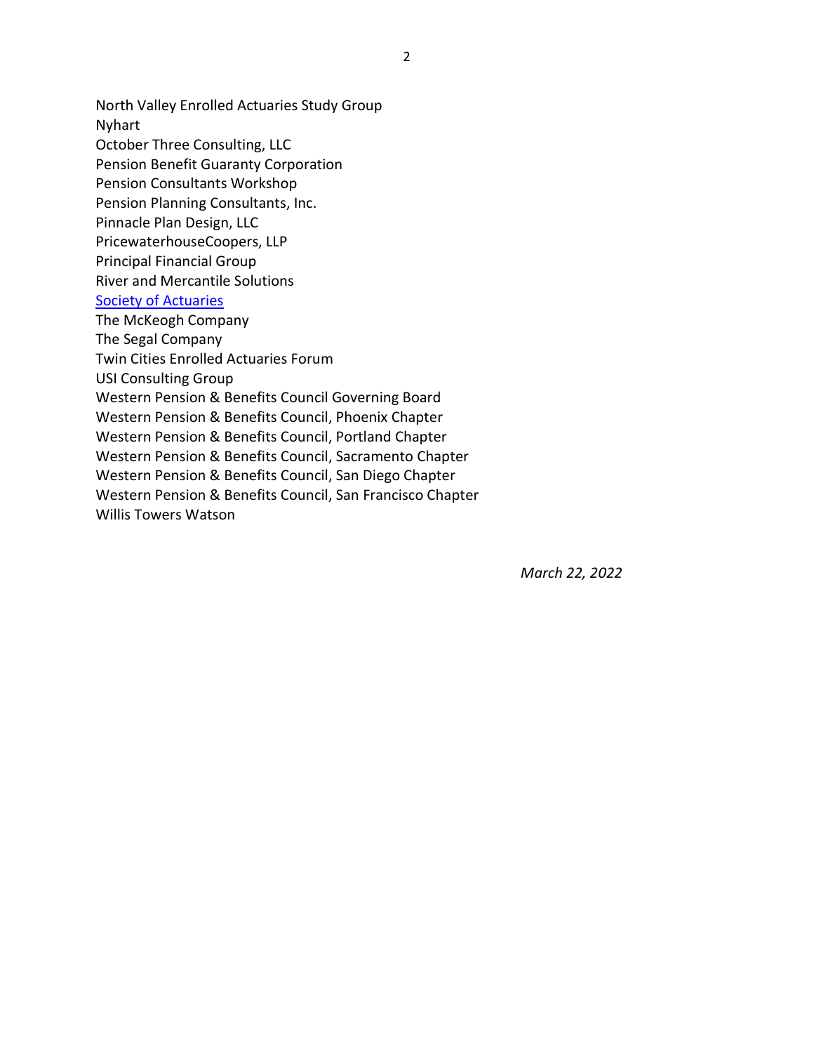North Valley Enrolled Actuaries Study Group
Nyhart
October Three Consulting, LLC
Pension Benefit Guaranty Corporation
Pension Consultants Workshop
Pension Planning Consultants, Inc.
Pinnacle Plan Design, LLC
PricewaterhouseCoopers, LLP
Principal Financial Group
River and Mercantile Solutions
Society of Actuaries
The McKeogh Company
The Segal Company
Twin Cities Enrolled Actuaries Forum
USI Consulting Group
Western Pension & Benefits Council Governing Board
Western Pension & Benefits Council, Phoenix Chapter
Western Pension & Benefits Council, Portland Chapter
Western Pension & Benefits Council, Sacramento Chapter
Western Pension & Benefits Council, San Diego Chapter
Western Pension & Benefits Council, San Francisco Chapter
Willis Towers Watson

*March 22, 2022*